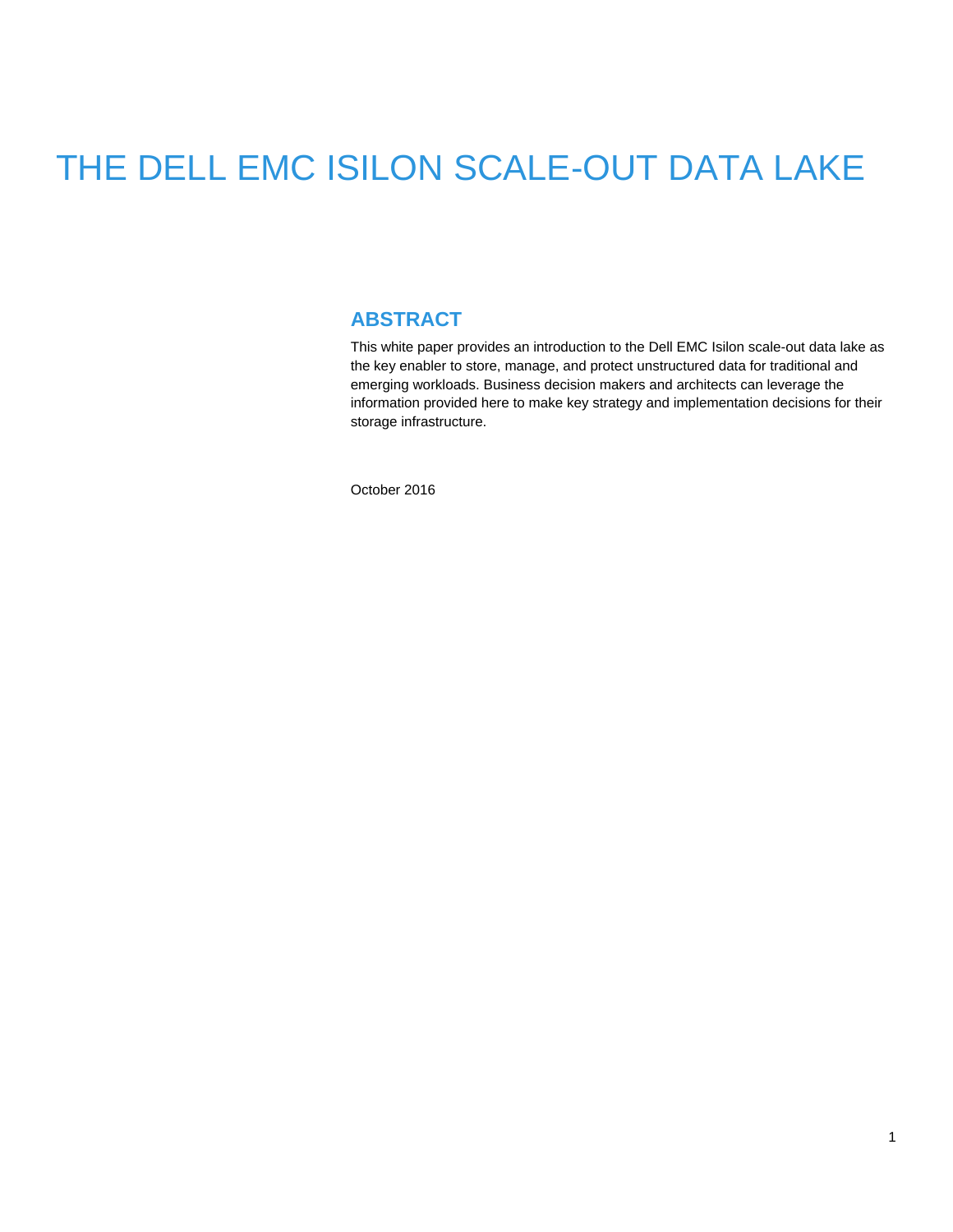# THE DELL EMC ISILON SCALE-OUT DATA LAKE

## ABSTRACT

This white paper provides an introduction to the Dell EMC Isilon scale-out data lake as the key enabler to store, manage, and protect unstructured data for traditional and emerging workloads. Business decision makers and architects can leverage the information provided here to make key strategy and implementation decisions for their storage infrastructure.

October 2016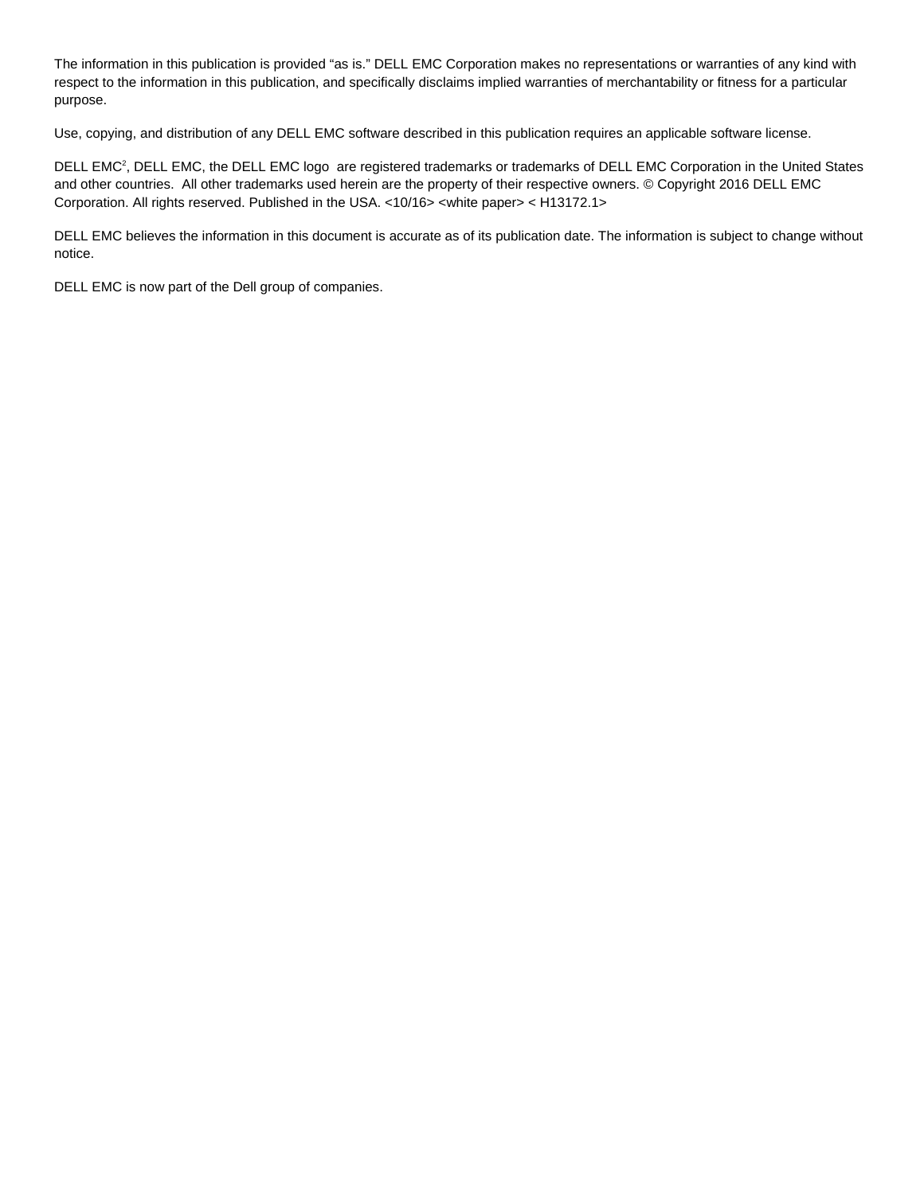The information in this publication is provided "as is." DELL EMC Corporation makes no representations or warranties of any kind with respect to the information in this publication, and specifically disclaims implied warranties of merchantability or fitness for a particular purpose.

Use, copying, and distribution of any DELL EMC software described in this publication requires an applicable software license.

DELL EMC[2], DELL EMC, the DELL EMC logo are registered trademarks or trademarks of DELL EMC Corporation in the United States and other countries. All other trademarks used herein are the property of their respective owners. © Copyright 2016 DELL EMC Corporation. All rights reserved. Published in the USA. <10/16> <white paper> < H13172.1>

DELL EMC believes the information in this document is accurate as of its publication date. The information is subject to change without notice.

DELL EMC is now part of the Dell group of companies.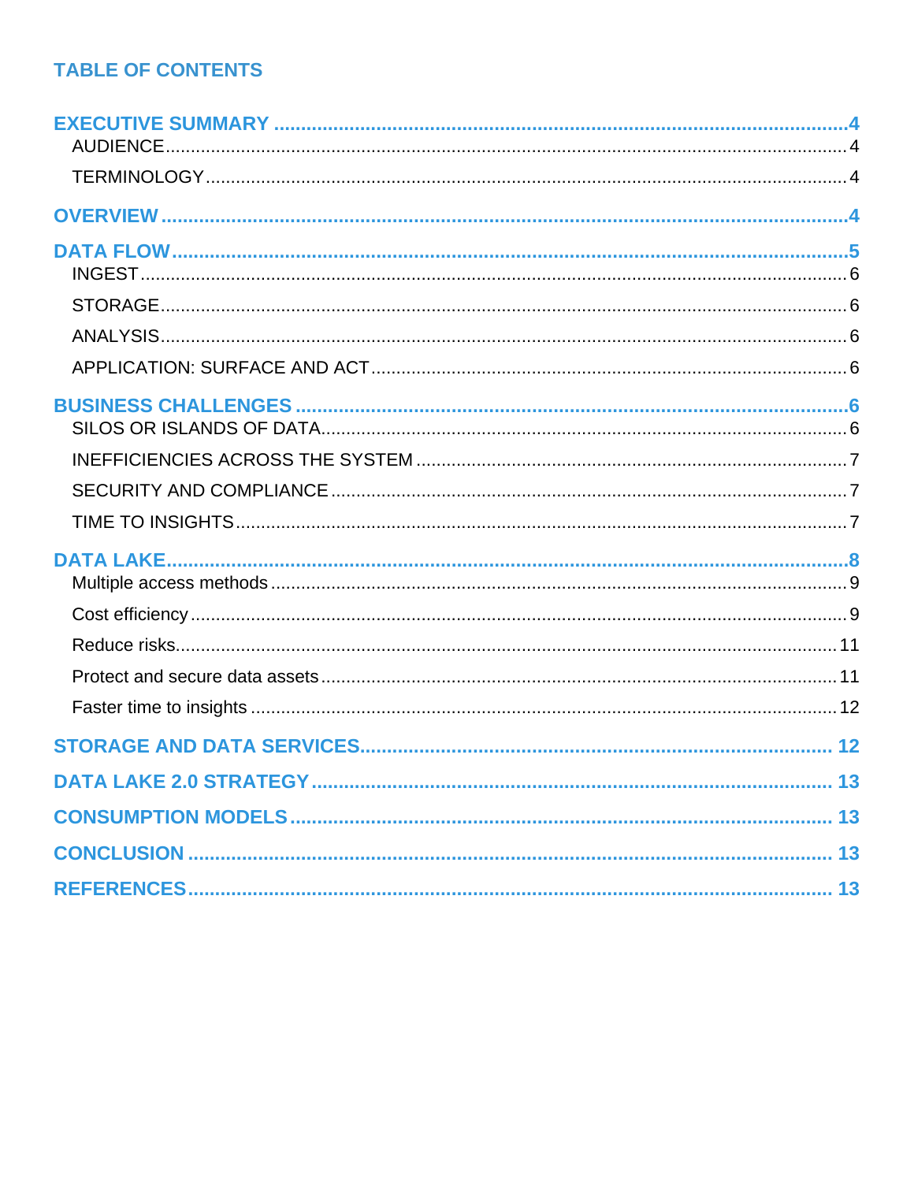## TABLE OF CONTENTS

**EXECUTIVE SUMMARY** .......... 4
- AUDIENCE .......... 4
- TERMINOLOGY .......... 4

**OVERVIEW** .......... 4

**DATA FLOW** .......... 5
- INGEST .......... 6
- STORAGE .......... 6
- ANALYSIS .......... 6
- APPLICATION: SURFACE AND ACT .......... 6

**BUSINESS CHALLENGES** .......... 6
- SILOS OR ISLANDS OF DATA .......... 6
- INEFFICIENCIES ACROSS THE SYSTEM .......... 7
- SECURITY AND COMPLIANCE .......... 7
- TIME TO INSIGHTS .......... 7

**DATA LAKE** .......... 8
- Multiple access methods .......... 9
- Cost efficiency .......... 9
- Reduce risks .......... 11
- Protect and secure data assets .......... 11
- Faster time to insights .......... 12

**STORAGE AND DATA SERVICES** .......... 12

**DATA LAKE 2.0 STRATEGY** .......... 13

**CONSUMPTION MODELS** .......... 13

**CONCLUSION** .......... 13

**REFERENCES** .......... 13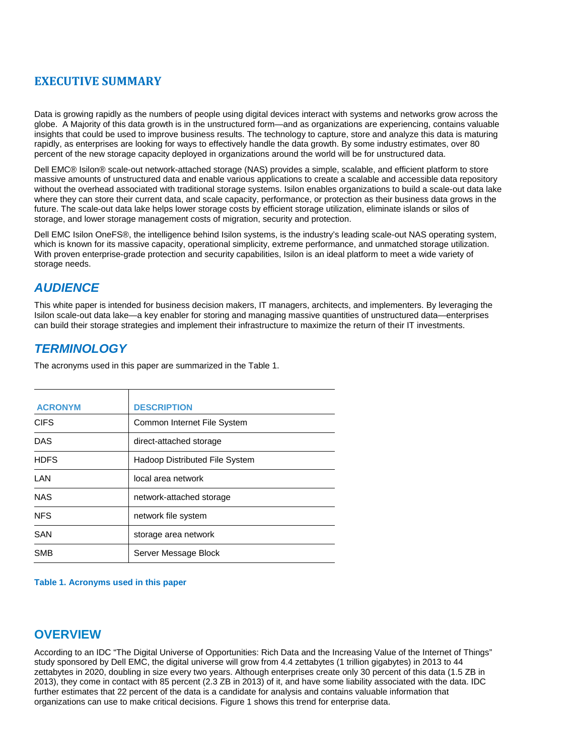# EXECUTIVE SUMMARY

Data is growing rapidly as the numbers of people using digital devices interact with systems and networks grow across the globe. A Majority of this data growth is in the unstructured form—and as organizations are experiencing, contains valuable insights that could be used to improve business results. The technology to capture, store and analyze this data is maturing rapidly, as enterprises are looking for ways to effectively handle the data growth. By some industry estimates, over 80 percent of the new storage capacity deployed in organizations around the world will be for unstructured data.

Dell EMC® Isilon® scale-out network-attached storage (NAS) provides a simple, scalable, and efficient platform to store massive amounts of unstructured data and enable various applications to create a scalable and accessible data repository without the overhead associated with traditional storage systems. Isilon enables organizations to build a scale-out data lake where they can store their current data, and scale capacity, performance, or protection as their business data grows in the future. The scale-out data lake helps lower storage costs by efficient storage utilization, eliminate islands or silos of storage, and lower storage management costs of migration, security and protection.

Dell EMC Isilon OneFS®, the intelligence behind Isilon systems, is the industry's leading scale-out NAS operating system, which is known for its massive capacity, operational simplicity, extreme performance, and unmatched storage utilization. With proven enterprise-grade protection and security capabilities, Isilon is an ideal platform to meet a wide variety of storage needs.

## *AUDIENCE*

This white paper is intended for business decision makers, IT managers, architects, and implementers. By leveraging the Isilon scale-out data lake—a key enabler for storing and managing massive quantities of unstructured data—enterprises can build their storage strategies and implement their infrastructure to maximize the return of their IT investments.

## *TERMINOLOGY*

The acronyms used in this paper are summarized in the Table 1.

| ACRONYM | DESCRIPTION |
|---|---|
| CIFS | Common Internet File System |
| DAS | direct-attached storage |
| HDFS | Hadoop Distributed File System |
| LAN | local area network |
| NAS | network-attached storage |
| NFS | network file system |
| SAN | storage area network |
| SMB | Server Message Block |

**Table 1. Acronyms used in this paper**

# OVERVIEW

According to an IDC "The Digital Universe of Opportunities: Rich Data and the Increasing Value of the Internet of Things" study sponsored by Dell EMC, the digital universe will grow from 4.4 zettabytes (1 trillion gigabytes) in 2013 to 44 zettabytes in 2020, doubling in size every two years. Although enterprises create only 30 percent of this data (1.5 ZB in 2013), they come in contact with 85 percent (2.3 ZB in 2013) of it, and have some liability associated with the data. IDC further estimates that 22 percent of the data is a candidate for analysis and contains valuable information that organizations can use to make critical decisions. Figure 1 shows this trend for enterprise data.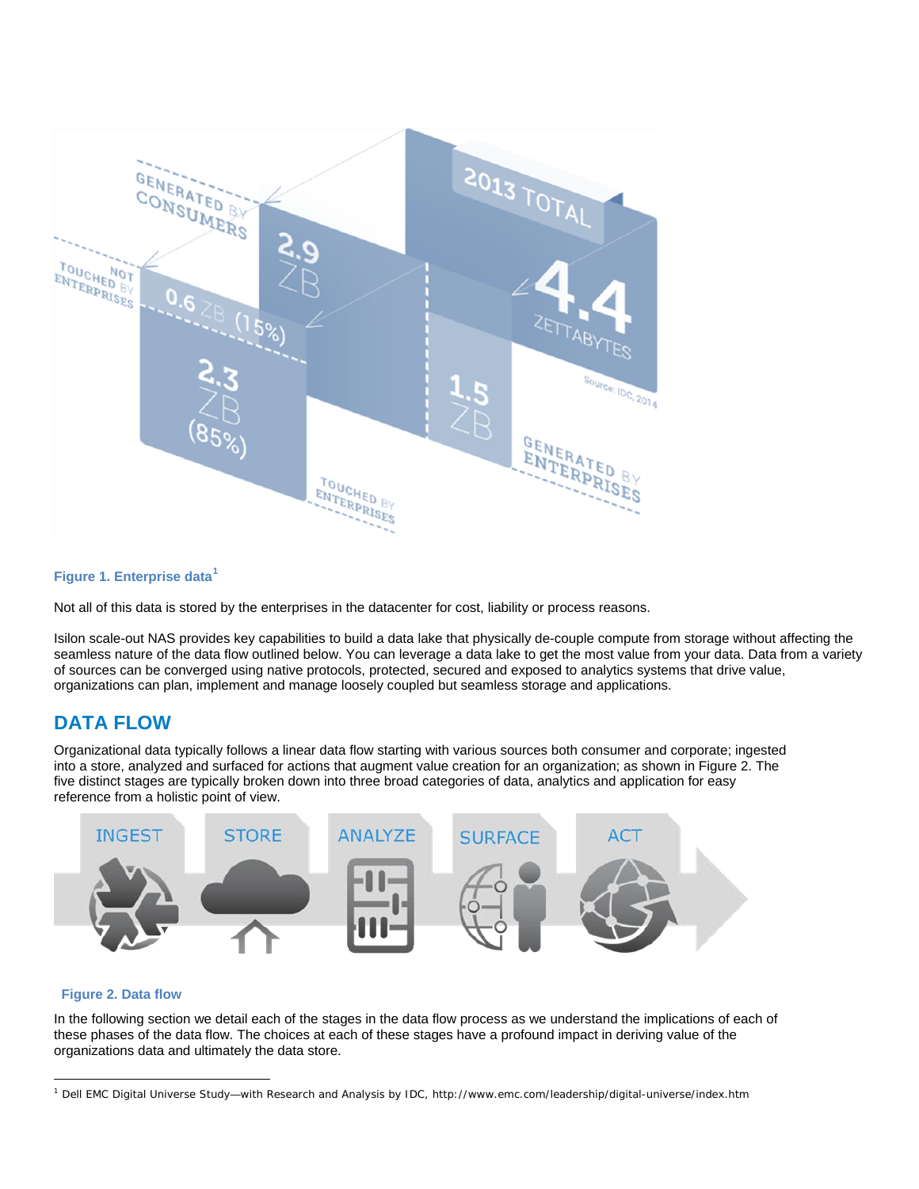**Figure 1. Enterprise data**[1]

Not all of this data is stored by the enterprises in the datacenter for cost, liability or process reasons.

Isilon scale-out NAS provides key capabilities to build a data lake that physically de-couple compute from storage without affecting the seamless nature of the data flow outlined below. You can leverage a data lake to get the most value from your data. Data from a variety of sources can be converged using native protocols, protected, secured and exposed to analytics systems that drive value, organizations can plan, implement and manage loosely coupled but seamless storage and applications.

## DATA FLOW

Organizational data typically follows a linear data flow starting with various sources both consumer and corporate; ingested into a store, analyzed and surfaced for actions that augment value creation for an organization; as shown in Figure 2. The five distinct stages are typically broken down into three broad categories of data, analytics and application for easy reference from a holistic point of view.

**Figure 2. Data flow**

In the following section we detail each of the stages in the data flow process as we understand the implications of each of these phases of the data flow. The choices at each of these stages have a profound impact in deriving value of the organizations data and ultimately the data store.

---

[1] Dell EMC Digital Universe Study—with Research and Analysis by IDC, http://www.emc.com/leadership/digital-universe/index.htm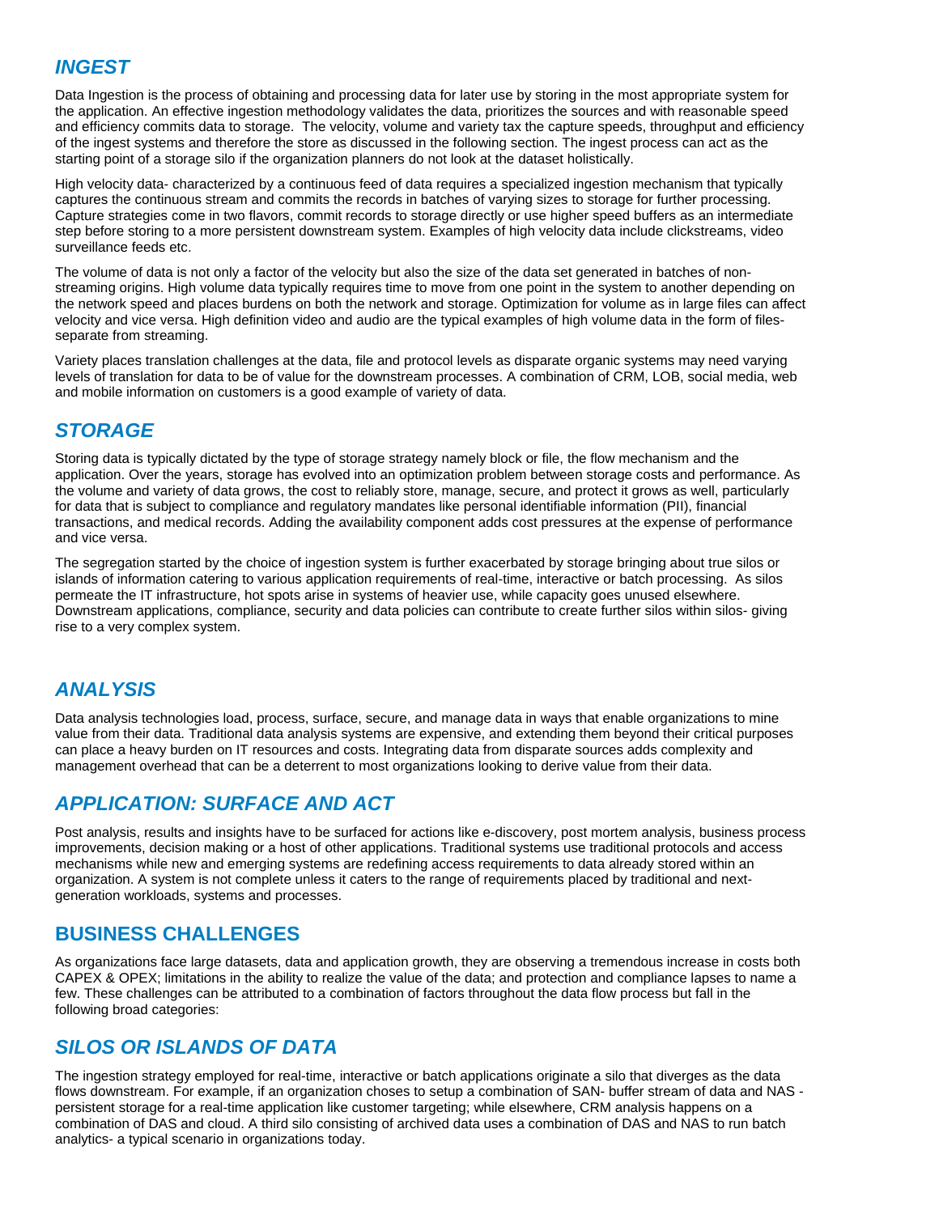## *INGEST*

Data Ingestion is the process of obtaining and processing data for later use by storing in the most appropriate system for the application. An effective ingestion methodology validates the data, prioritizes the sources and with reasonable speed and efficiency commits data to storage. The velocity, volume and variety tax the capture speeds, throughput and efficiency of the ingest systems and therefore the store as discussed in the following section. The ingest process can act as the starting point of a storage silo if the organization planners do not look at the dataset holistically.

High velocity data- characterized by a continuous feed of data requires a specialized ingestion mechanism that typically captures the continuous stream and commits the records in batches of varying sizes to storage for further processing. Capture strategies come in two flavors, commit records to storage directly or use higher speed buffers as an intermediate step before storing to a more persistent downstream system. Examples of high velocity data include clickstreams, video surveillance feeds etc.

The volume of data is not only a factor of the velocity but also the size of the data set generated in batches of non-streaming origins. High volume data typically requires time to move from one point in the system to another depending on the network speed and places burdens on both the network and storage. Optimization for volume as in large files can affect velocity and vice versa. High definition video and audio are the typical examples of high volume data in the form of files- separate from streaming.

Variety places translation challenges at the data, file and protocol levels as disparate organic systems may need varying levels of translation for data to be of value for the downstream processes. A combination of CRM, LOB, social media, web and mobile information on customers is a good example of variety of data.

## *STORAGE*

Storing data is typically dictated by the type of storage strategy namely block or file, the flow mechanism and the application. Over the years, storage has evolved into an optimization problem between storage costs and performance. As the volume and variety of data grows, the cost to reliably store, manage, secure, and protect it grows as well, particularly for data that is subject to compliance and regulatory mandates like personal identifiable information (PII), financial transactions, and medical records. Adding the availability component adds cost pressures at the expense of performance and vice versa.

The segregation started by the choice of ingestion system is further exacerbated by storage bringing about true silos or islands of information catering to various application requirements of real-time, interactive or batch processing. As silos permeate the IT infrastructure, hot spots arise in systems of heavier use, while capacity goes unused elsewhere. Downstream applications, compliance, security and data policies can contribute to create further silos within silos- giving rise to a very complex system.

## *ANALYSIS*

Data analysis technologies load, process, surface, secure, and manage data in ways that enable organizations to mine value from their data. Traditional data analysis systems are expensive, and extending them beyond their critical purposes can place a heavy burden on IT resources and costs. Integrating data from disparate sources adds complexity and management overhead that can be a deterrent to most organizations looking to derive value from their data.

## *APPLICATION: SURFACE AND ACT*

Post analysis, results and insights have to be surfaced for actions like e-discovery, post mortem analysis, business process improvements, decision making or a host of other applications. Traditional systems use traditional protocols and access mechanisms while new and emerging systems are redefining access requirements to data already stored within an organization. A system is not complete unless it caters to the range of requirements placed by traditional and next-generation workloads, systems and processes.

## BUSINESS CHALLENGES

As organizations face large datasets, data and application growth, they are observing a tremendous increase in costs both CAPEX & OPEX; limitations in the ability to realize the value of the data; and protection and compliance lapses to name a few. These challenges can be attributed to a combination of factors throughout the data flow process but fall in the following broad categories:

## *SILOS OR ISLANDS OF DATA*

The ingestion strategy employed for real-time, interactive or batch applications originate a silo that diverges as the data flows downstream. For example, if an organization choses to setup a combination of SAN- buffer stream of data and NAS - persistent storage for a real-time application like customer targeting; while elsewhere, CRM analysis happens on a combination of DAS and cloud. A third silo consisting of archived data uses a combination of DAS and NAS to run batch analytics- a typical scenario in organizations today.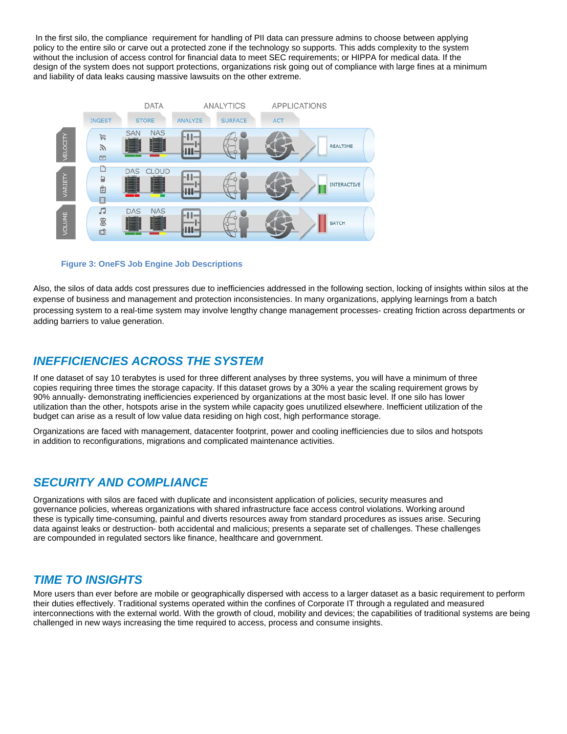In the first silo, the compliance requirement for handling of PII data can pressure admins to choose between applying policy to the entire silo or carve out a protected zone if the technology so supports. This adds complexity to the system without the inclusion of access control for financial data to meet SEC requirements; or HIPPA for medical data. If the design of the system does not support protections, organizations risk going out of compliance with large fines at a minimum and liability of data leaks causing massive lawsuits on the other extreme.

**Figure 3: OneFS Job Engine Job Descriptions**

Also, the silos of data adds cost pressures due to inefficiencies addressed in the following section, locking of insights within silos at the expense of business and management and protection inconsistencies. In many organizations, applying learnings from a batch processing system to a real-time system may involve lengthy change management processes- creating friction across departments or adding barriers to value generation.

## *INEFFICIENCIES ACROSS THE SYSTEM*

If one dataset of say 10 terabytes is used for three different analyses by three systems, you will have a minimum of three copies requiring three times the storage capacity. If this dataset grows by a 30% a year the scaling requirement grows by 90% annually- demonstrating inefficiencies experienced by organizations at the most basic level. If one silo has lower utilization than the other, hotspots arise in the system while capacity goes unutilized elsewhere. Inefficient utilization of the budget can arise as a result of low value data residing on high cost, high performance storage.

Organizations are faced with management, datacenter footprint, power and cooling inefficiencies due to silos and hotspots in addition to reconfigurations, migrations and complicated maintenance activities.

## *SECURITY AND COMPLIANCE*

Organizations with silos are faced with duplicate and inconsistent application of policies, security measures and governance policies, whereas organizations with shared infrastructure face access control violations. Working around these is typically time-consuming, painful and diverts resources away from standard procedures as issues arise. Securing data against leaks or destruction- both accidental and malicious; presents a separate set of challenges. These challenges are compounded in regulated sectors like finance, healthcare and government.

## *TIME TO INSIGHTS*

More users than ever before are mobile or geographically dispersed with access to a larger dataset as a basic requirement to perform their duties effectively. Traditional systems operated within the confines of Corporate IT through a regulated and measured interconnections with the external world. With the growth of cloud, mobility and devices; the capabilities of traditional systems are being challenged in new ways increasing the time required to access, process and consume insights.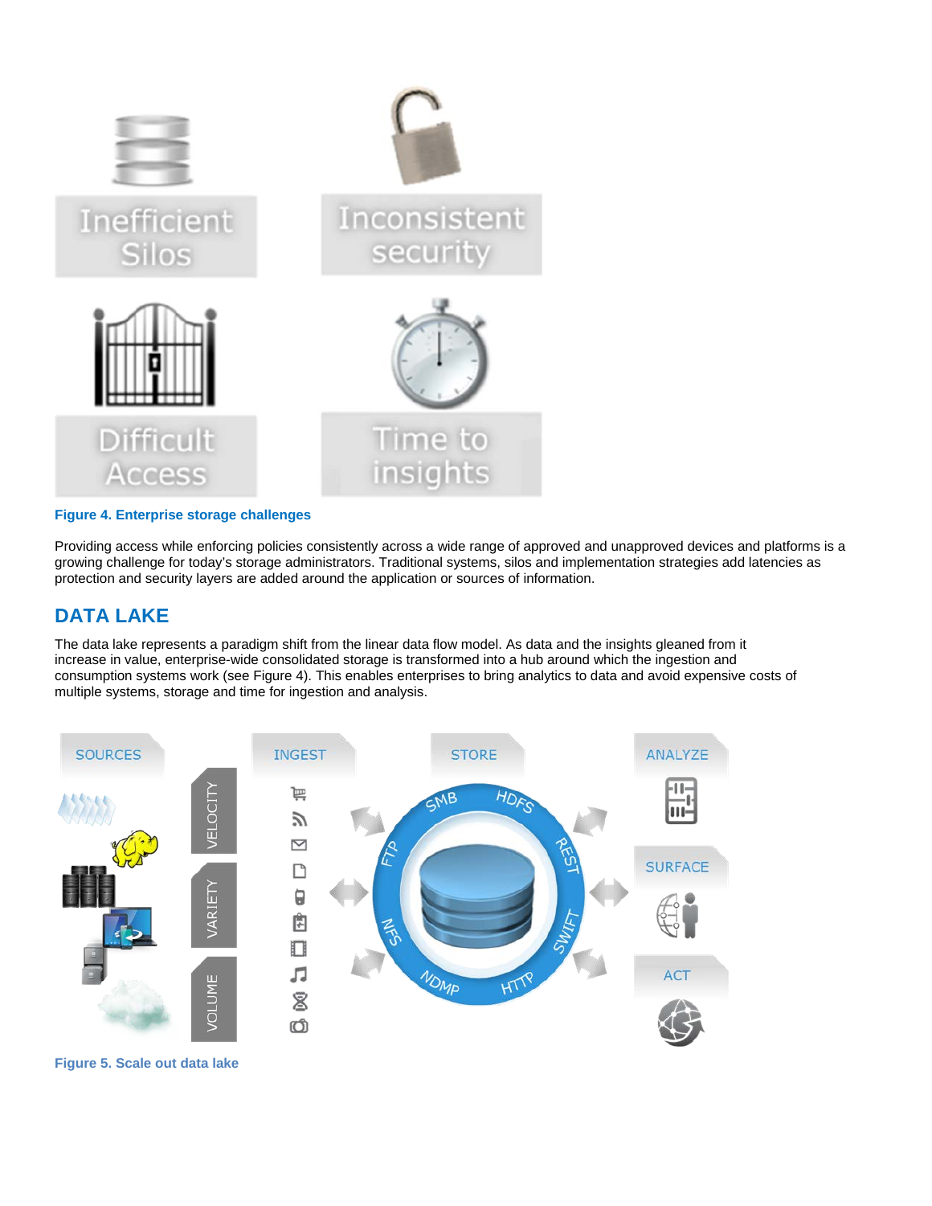Figure 4. Enterprise storage challenges

Providing access while enforcing policies consistently across a wide range of approved and unapproved devices and platforms is a growing challenge for today's storage administrators. Traditional systems, silos and implementation strategies add latencies as protection and security layers are added around the application or sources of information.

## DATA LAKE

The data lake represents a paradigm shift from the linear data flow model. As data and the insights gleaned from it increase in value, enterprise-wide consolidated storage is transformed into a hub around which the ingestion and consumption systems work (see Figure 4). This enables enterprises to bring analytics to data and avoid expensive costs of multiple systems, storage and time for ingestion and analysis.

Figure 5. Scale out data lake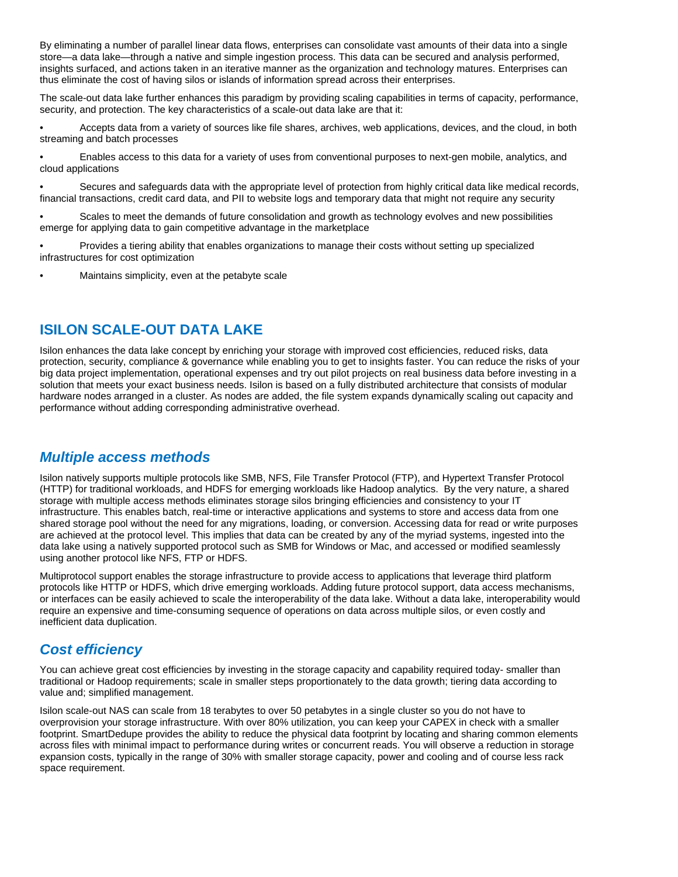By eliminating a number of parallel linear data flows, enterprises can consolidate vast amounts of their data into a single store—a data lake—through a native and simple ingestion process. This data can be secured and analysis performed, insights surfaced, and actions taken in an iterative manner as the organization and technology matures. Enterprises can thus eliminate the cost of having silos or islands of information spread across their enterprises.

The scale-out data lake further enhances this paradigm by providing scaling capabilities in terms of capacity, performance, security, and protection. The key characteristics of a scale-out data lake are that it:

- Accepts data from a variety of sources like file shares, archives, web applications, devices, and the cloud, in both streaming and batch processes
- Enables access to this data for a variety of uses from conventional purposes to next-gen mobile, analytics, and cloud applications
- Secures and safeguards data with the appropriate level of protection from highly critical data like medical records, financial transactions, credit card data, and PII to website logs and temporary data that might not require any security
- Scales to meet the demands of future consolidation and growth as technology evolves and new possibilities emerge for applying data to gain competitive advantage in the marketplace
- Provides a tiering ability that enables organizations to manage their costs without setting up specialized infrastructures for cost optimization
- Maintains simplicity, even at the petabyte scale

## ISILON SCALE-OUT DATA LAKE

Isilon enhances the data lake concept by enriching your storage with improved cost efficiencies, reduced risks, data protection, security, compliance & governance while enabling you to get to insights faster. You can reduce the risks of your big data project implementation, operational expenses and try out pilot projects on real business data before investing in a solution that meets your exact business needs. Isilon is based on a fully distributed architecture that consists of modular hardware nodes arranged in a cluster. As nodes are added, the file system expands dynamically scaling out capacity and performance without adding corresponding administrative overhead.

### *Multiple access methods*

Isilon natively supports multiple protocols like SMB, NFS, File Transfer Protocol (FTP), and Hypertext Transfer Protocol (HTTP) for traditional workloads, and HDFS for emerging workloads like Hadoop analytics. By the very nature, a shared storage with multiple access methods eliminates storage silos bringing efficiencies and consistency to your IT infrastructure. This enables batch, real-time or interactive applications and systems to store and access data from one shared storage pool without the need for any migrations, loading, or conversion. Accessing data for read or write purposes are achieved at the protocol level. This implies that data can be created by any of the myriad systems, ingested into the data lake using a natively supported protocol such as SMB for Windows or Mac, and accessed or modified seamlessly using another protocol like NFS, FTP or HDFS.

Multiprotocol support enables the storage infrastructure to provide access to applications that leverage third platform protocols like HTTP or HDFS, which drive emerging workloads. Adding future protocol support, data access mechanisms, or interfaces can be easily achieved to scale the interoperability of the data lake. Without a data lake, interoperability would require an expensive and time-consuming sequence of operations on data across multiple silos, or even costly and inefficient data duplication.

### *Cost efficiency*

You can achieve great cost efficiencies by investing in the storage capacity and capability required today- smaller than traditional or Hadoop requirements; scale in smaller steps proportionately to the data growth; tiering data according to value and; simplified management.

Isilon scale-out NAS can scale from 18 terabytes to over 50 petabytes in a single cluster so you do not have to overprovision your storage infrastructure. With over 80% utilization, you can keep your CAPEX in check with a smaller footprint. SmartDedupe provides the ability to reduce the physical data footprint by locating and sharing common elements across files with minimal impact to performance during writes or concurrent reads. You will observe a reduction in storage expansion costs, typically in the range of 30% with smaller storage capacity, power and cooling and of course less rack space requirement.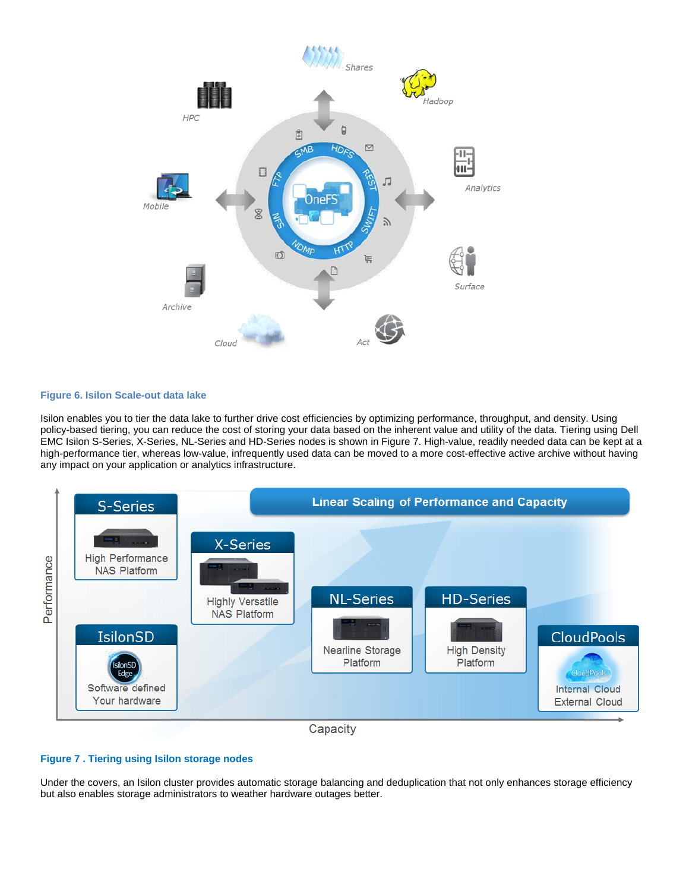**Figure 6. Isilon Scale-out data lake**

Isilon enables you to tier the data lake to further drive cost efficiencies by optimizing performance, throughput, and density. Using policy-based tiering, you can reduce the cost of storing your data based on the inherent value and utility of the data. Tiering using Dell EMC Isilon S-Series, X-Series, NL-Series and HD-Series nodes is shown in Figure 7. High-value, readily needed data can be kept at a high-performance tier, whereas low-value, infrequently used data can be moved to a more cost-effective active archive without having any impact on your application or analytics infrastructure.

**Figure 7 . Tiering using Isilon storage nodes**

Under the covers, an Isilon cluster provides automatic storage balancing and deduplication that not only enhances storage efficiency but also enables storage administrators to weather hardware outages better.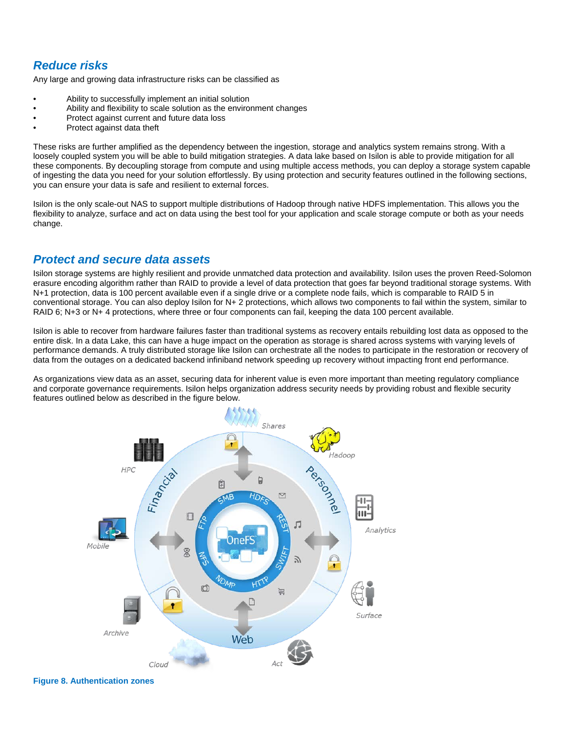## Reduce risks

Any large and growing data infrastructure risks can be classified as

- Ability to successfully implement an initial solution
- Ability and flexibility to scale solution as the environment changes
- Protect against current and future data loss
- Protect against data theft

These risks are further amplified as the dependency between the ingestion, storage and analytics system remains strong. With a loosely coupled system you will be able to build mitigation strategies. A data lake based on Isilon is able to provide mitigation for all these components. By decoupling storage from compute and using multiple access methods, you can deploy a storage system capable of ingesting the data you need for your solution effortlessly. By using protection and security features outlined in the following sections, you can ensure your data is safe and resilient to external forces.

Isilon is the only scale-out NAS to support multiple distributions of Hadoop through native HDFS implementation. This allows you the flexibility to analyze, surface and act on data using the best tool for your application and scale storage compute or both as your needs change.

## Protect and secure data assets

Isilon storage systems are highly resilient and provide unmatched data protection and availability. Isilon uses the proven Reed-Solomon erasure encoding algorithm rather than RAID to provide a level of data protection that goes far beyond traditional storage systems. With N+1 protection, data is 100 percent available even if a single drive or a complete node fails, which is comparable to RAID 5 in conventional storage. You can also deploy Isilon for N+ 2 protections, which allows two components to fail within the system, similar to RAID 6; N+3 or N+ 4 protections, where three or four components can fail, keeping the data 100 percent available.

Isilon is able to recover from hardware failures faster than traditional systems as recovery entails rebuilding lost data as opposed to the entire disk. In a data Lake, this can have a huge impact on the operation as storage is shared across systems with varying levels of performance demands. A truly distributed storage like Isilon can orchestrate all the nodes to participate in the restoration or recovery of data from the outages on a dedicated backend infiniband network speeding up recovery without impacting front end performance.

As organizations view data as an asset, securing data for inherent value is even more important than meeting regulatory compliance and corporate governance requirements. Isilon helps organization address security needs by providing robust and flexible security features outlined below as described in the figure below.

**Figure 8. Authentication zones**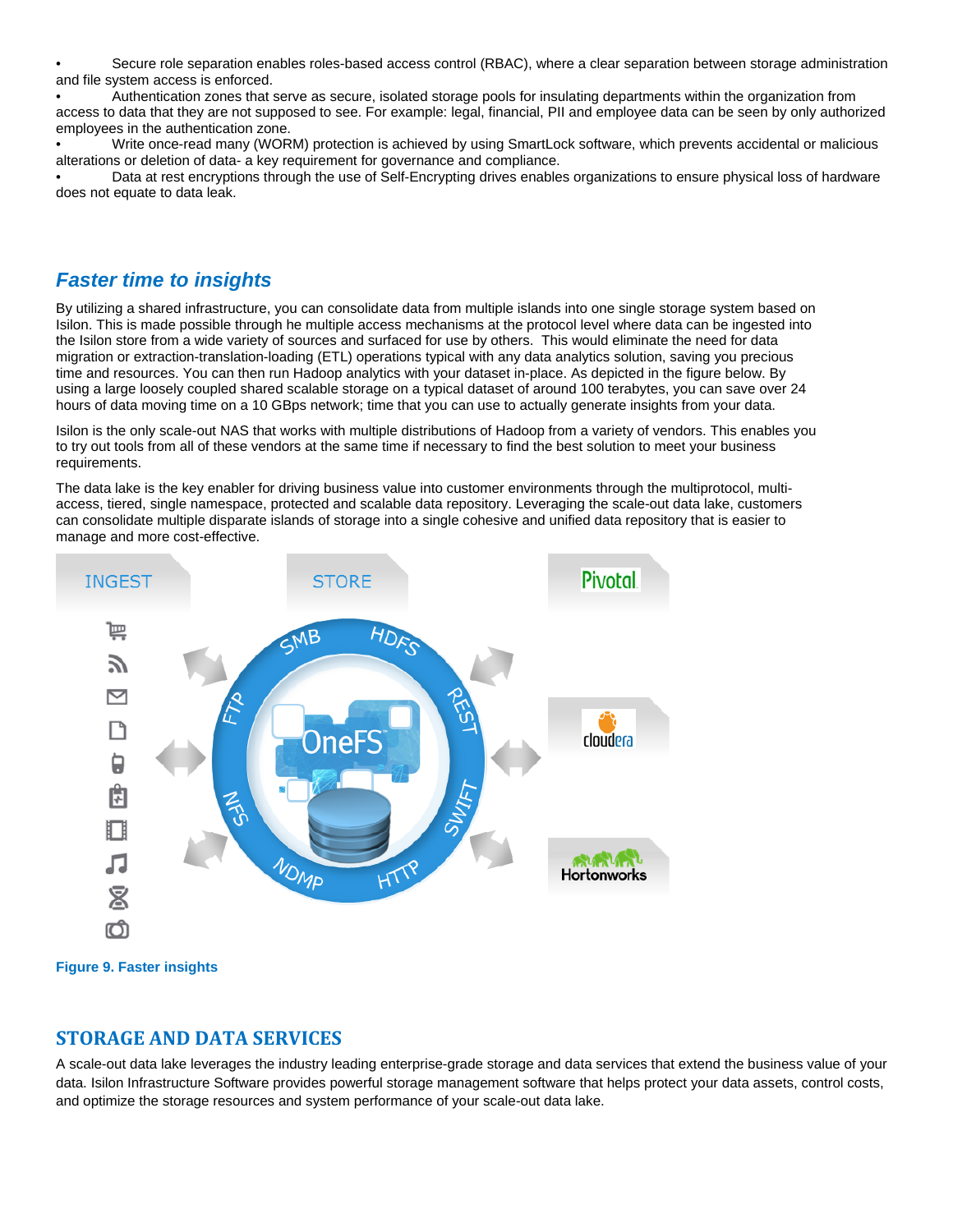- Secure role separation enables roles-based access control (RBAC), where a clear separation between storage administration and file system access is enforced.
- Authentication zones that serve as secure, isolated storage pools for insulating departments within the organization from access to data that they are not supposed to see. For example: legal, financial, PII and employee data can be seen by only authorized employees in the authentication zone.
- Write once-read many (WORM) protection is achieved by using SmartLock software, which prevents accidental or malicious alterations or deletion of data- a key requirement for governance and compliance.
- Data at rest encryptions through the use of Self-Encrypting drives enables organizations to ensure physical loss of hardware does not equate to data leak.

## *Faster time to insights*

By utilizing a shared infrastructure, you can consolidate data from multiple islands into one single storage system based on Isilon. This is made possible through he multiple access mechanisms at the protocol level where data can be ingested into the Isilon store from a wide variety of sources and surfaced for use by others. This would eliminate the need for data migration or extraction-translation-loading (ETL) operations typical with any data analytics solution, saving you precious time and resources. You can then run Hadoop analytics with your dataset in-place. As depicted in the figure below. By using a large loosely coupled shared scalable storage on a typical dataset of around 100 terabytes, you can save over 24 hours of data moving time on a 10 GBps network; time that you can use to actually generate insights from your data.

Isilon is the only scale-out NAS that works with multiple distributions of Hadoop from a variety of vendors. This enables you to try out tools from all of these vendors at the same time if necessary to find the best solution to meet your business requirements.

The data lake is the key enabler for driving business value into customer environments through the multiprotocol, multi-access, tiered, single namespace, protected and scalable data repository. Leveraging the scale-out data lake, customers can consolidate multiple disparate islands of storage into a single cohesive and unified data repository that is easier to manage and more cost-effective.

**Figure 9. Faster insights**

## STORAGE AND DATA SERVICES

A scale-out data lake leverages the industry leading enterprise-grade storage and data services that extend the business value of your data. Isilon Infrastructure Software provides powerful storage management software that helps protect your data assets, control costs, and optimize the storage resources and system performance of your scale-out data lake.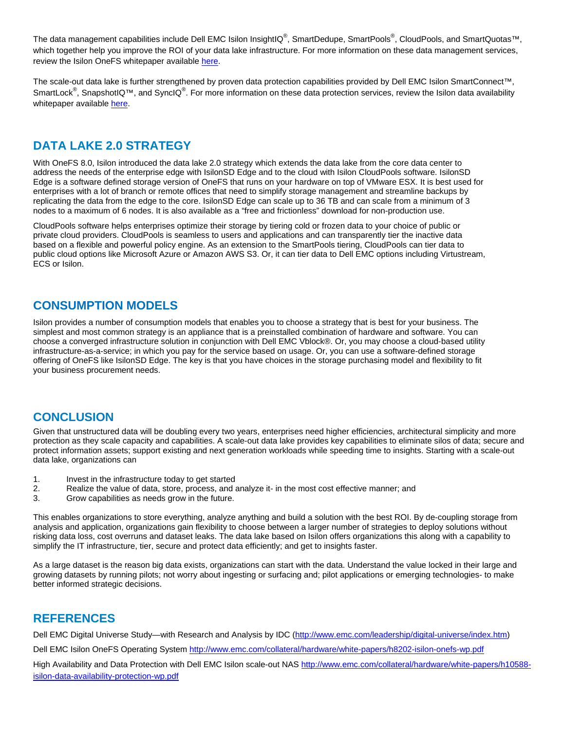The data management capabilities include Dell EMC Isilon InsightIQ®, SmartDedupe, SmartPools®, CloudPools, and SmartQuotas™, which together help you improve the ROI of your data lake infrastructure. For more information on these data management services, review the Isilon OneFS whitepaper available [here](here).

The scale-out data lake is further strengthened by proven data protection capabilities provided by Dell EMC Isilon SmartConnect™, SmartLock®, SnapshotIQ™, and SyncIQ®. For more information on these data protection services, review the Isilon data availability whitepaper available [here](here).

## DATA LAKE 2.0 STRATEGY

With OneFS 8.0, Isilon introduced the data lake 2.0 strategy which extends the data lake from the core data center to address the needs of the enterprise edge with IsilonSD Edge and to the cloud with Isilon CloudPools software. IsilonSD Edge is a software defined storage version of OneFS that runs on your hardware on top of VMware ESX. It is best used for enterprises with a lot of branch or remote offices that need to simplify storage management and streamline backups by replicating the data from the edge to the core. IsilonSD Edge can scale up to 36 TB and can scale from a minimum of 3 nodes to a maximum of 6 nodes. It is also available as a "free and frictionless" download for non-production use.

CloudPools software helps enterprises optimize their storage by tiering cold or frozen data to your choice of public or private cloud providers. CloudPools is seamless to users and applications and can transparently tier the inactive data based on a flexible and powerful policy engine. As an extension to the SmartPools tiering, CloudPools can tier data to public cloud options like Microsoft Azure or Amazon AWS S3. Or, it can tier data to Dell EMC options including Virtustream, ECS or Isilon.

## CONSUMPTION MODELS

Isilon provides a number of consumption models that enables you to choose a strategy that is best for your business. The simplest and most common strategy is an appliance that is a preinstalled combination of hardware and software. You can choose a converged infrastructure solution in conjunction with Dell EMC Vblock®. Or, you may choose a cloud-based utility infrastructure-as-a-service; in which you pay for the service based on usage. Or, you can use a software-defined storage offering of OneFS like IsilonSD Edge. The key is that you have choices in the storage purchasing model and flexibility to fit your business procurement needs.

## CONCLUSION

Given that unstructured data will be doubling every two years, enterprises need higher efficiencies, architectural simplicity and more protection as they scale capacity and capabilities. A scale-out data lake provides key capabilities to eliminate silos of data; secure and protect information assets; support existing and next generation workloads while speeding time to insights. Starting with a scale-out data lake, organizations can

1. Invest in the infrastructure today to get started
2. Realize the value of data, store, process, and analyze it- in the most cost effective manner; and
3. Grow capabilities as needs grow in the future.

This enables organizations to store everything, analyze anything and build a solution with the best ROI. By de-coupling storage from analysis and application, organizations gain flexibility to choose between a larger number of strategies to deploy solutions without risking data loss, cost overruns and dataset leaks. The data lake based on Isilon offers organizations this along with a capability to simplify the IT infrastructure, tier, secure and protect data efficiently; and get to insights faster.

As a large dataset is the reason big data exists, organizations can start with the data. Understand the value locked in their large and growing datasets by running pilots; not worry about ingesting or surfacing and; pilot applications or emerging technologies- to make better informed strategic decisions.

## REFERENCES

Dell EMC Digital Universe Study—with Research and Analysis by IDC (http://www.emc.com/leadership/digital-universe/index.htm)

Dell EMC Isilon OneFS Operating System http://www.emc.com/collateral/hardware/white-papers/h8202-isilon-onefs-wp.pdf

High Availability and Data Protection with Dell EMC Isilon scale-out NAS http://www.emc.com/collateral/hardware/white-papers/h10588-isilon-data-availability-protection-wp.pdf